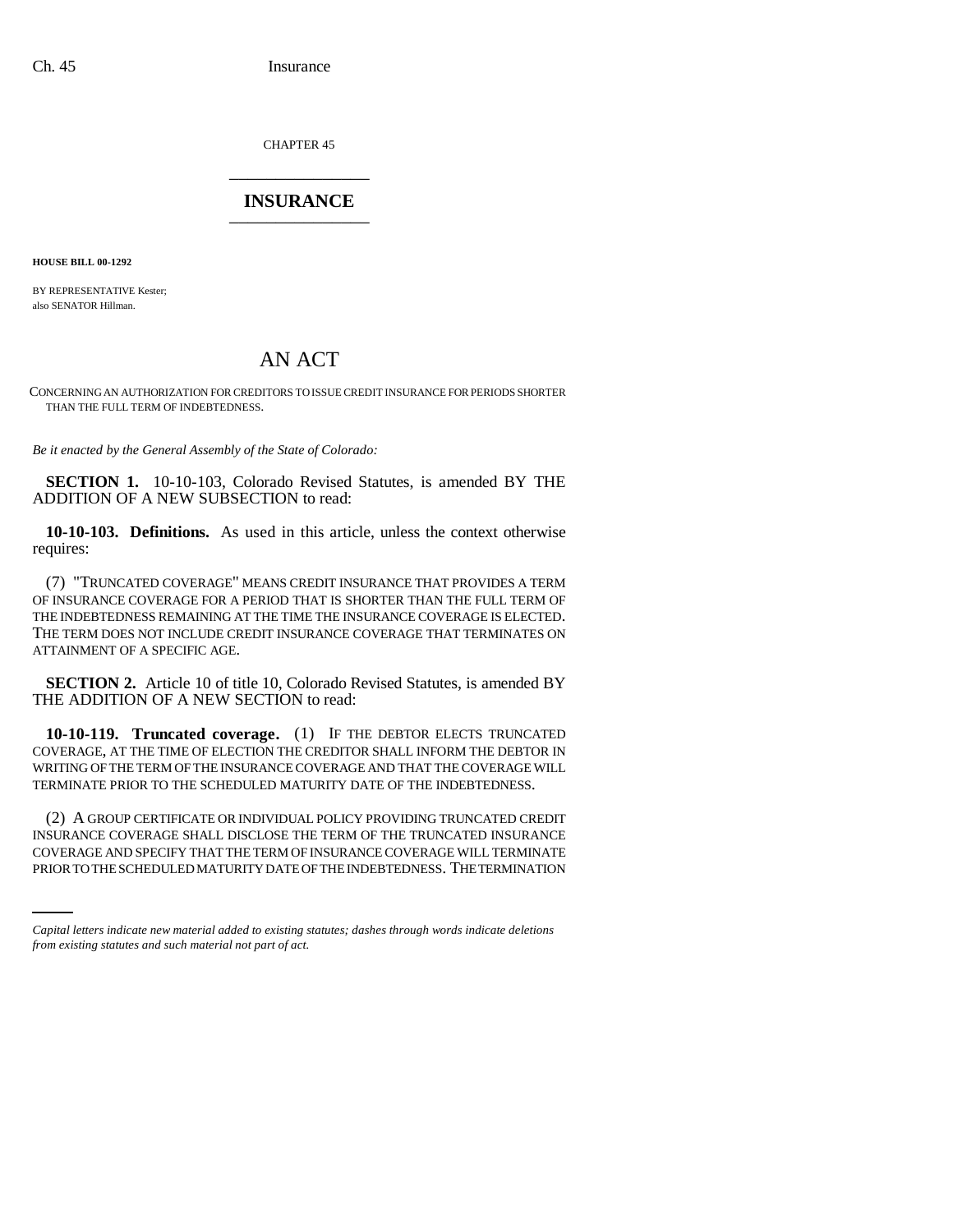CHAPTER 45

# INSURANCE

**HOUSE BILL 00-1292**

BY REPRESENTATIVE Kester;
also SENATOR Hillman.

## AN ACT

CONCERNING AN AUTHORIZATION FOR CREDITORS TO ISSUE CREDIT INSURANCE FOR PERIODS SHORTER THAN THE FULL TERM OF INDEBTEDNESS.

*Be it enacted by the General Assembly of the State of Colorado:*

**SECTION 1.** 10-10-103, Colorado Revised Statutes, is amended BY THE ADDITION OF A NEW SUBSECTION to read:

**10-10-103. Definitions.** As used in this article, unless the context otherwise requires:

(7) "TRUNCATED COVERAGE" MEANS CREDIT INSURANCE THAT PROVIDES A TERM OF INSURANCE COVERAGE FOR A PERIOD THAT IS SHORTER THAN THE FULL TERM OF THE INDEBTEDNESS REMAINING AT THE TIME THE INSURANCE COVERAGE IS ELECTED. THE TERM DOES NOT INCLUDE CREDIT INSURANCE COVERAGE THAT TERMINATES ON ATTAINMENT OF A SPECIFIC AGE.

**SECTION 2.** Article 10 of title 10, Colorado Revised Statutes, is amended BY THE ADDITION OF A NEW SECTION to read:

**10-10-119. Truncated coverage.** (1) IF THE DEBTOR ELECTS TRUNCATED COVERAGE, AT THE TIME OF ELECTION THE CREDITOR SHALL INFORM THE DEBTOR IN WRITING OF THE TERM OF THE INSURANCE COVERAGE AND THAT THE COVERAGE WILL TERMINATE PRIOR TO THE SCHEDULED MATURITY DATE OF THE INDEBTEDNESS.

(2) A GROUP CERTIFICATE OR INDIVIDUAL POLICY PROVIDING TRUNCATED CREDIT INSURANCE COVERAGE SHALL DISCLOSE THE TERM OF THE TRUNCATED INSURANCE COVERAGE AND SPECIFY THAT THE TERM OF INSURANCE COVERAGE WILL TERMINATE PRIOR TO THE SCHEDULED MATURITY DATE OF THE INDEBTEDNESS. THE TERMINATION

*Capital letters indicate new material added to existing statutes; dashes through words indicate deletions from existing statutes and such material not part of act.*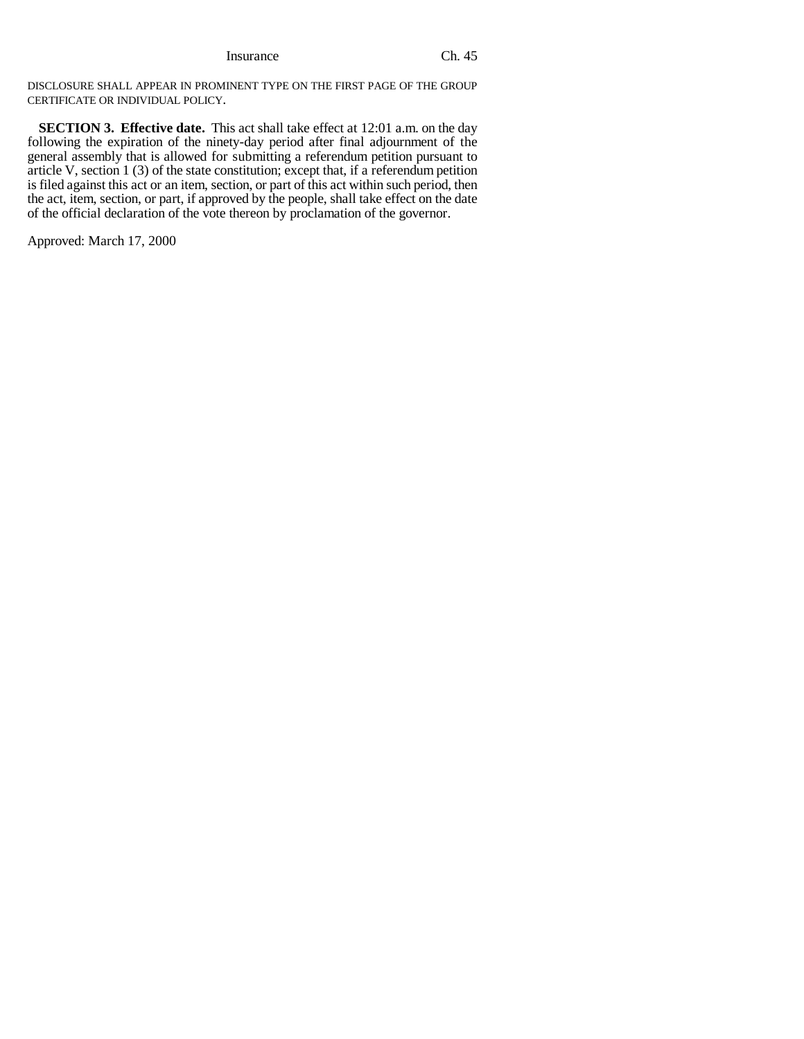DISCLOSURE SHALL APPEAR IN PROMINENT TYPE ON THE FIRST PAGE OF THE GROUP CERTIFICATE OR INDIVIDUAL POLICY.

**SECTION 3. Effective date.** This act shall take effect at 12:01 a.m. on the day following the expiration of the ninety-day period after final adjournment of the general assembly that is allowed for submitting a referendum petition pursuant to article V, section 1 (3) of the state constitution; except that, if a referendum petition is filed against this act or an item, section, or part of this act within such period, then the act, item, section, or part, if approved by the people, shall take effect on the date of the official declaration of the vote thereon by proclamation of the governor.

Approved: March 17, 2000